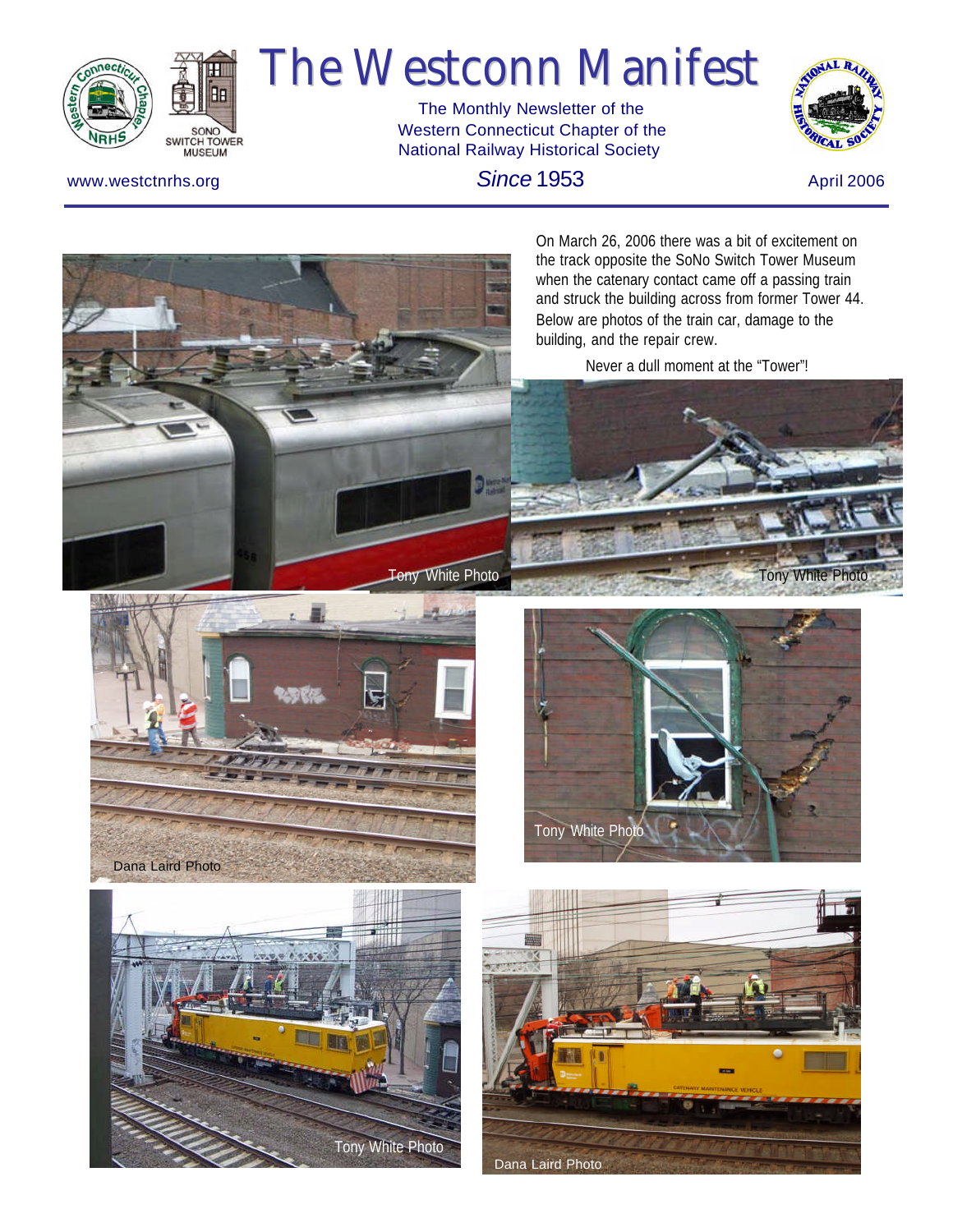# The Westconn Manifest

The Monthly Newsletter of the Western Connecticut Chapter of the National Railway Historical Society

www.westctnrhs.org

*Since* 1953

April 2006

On March 26, 2006 there was a bit of excitement on the track opposite the SoNo Switch Tower Museum when the catenary contact came off a passing train and struck the building across from former Tower 44. Below are photos of the train car, damage to the building, and the repair crew.

Never a dull moment at the "Tower"!

Tony White Photo

Tony White Photo

Dana Laird Photo

Tony White Photo

Tony White Photo

Dana Laird Photo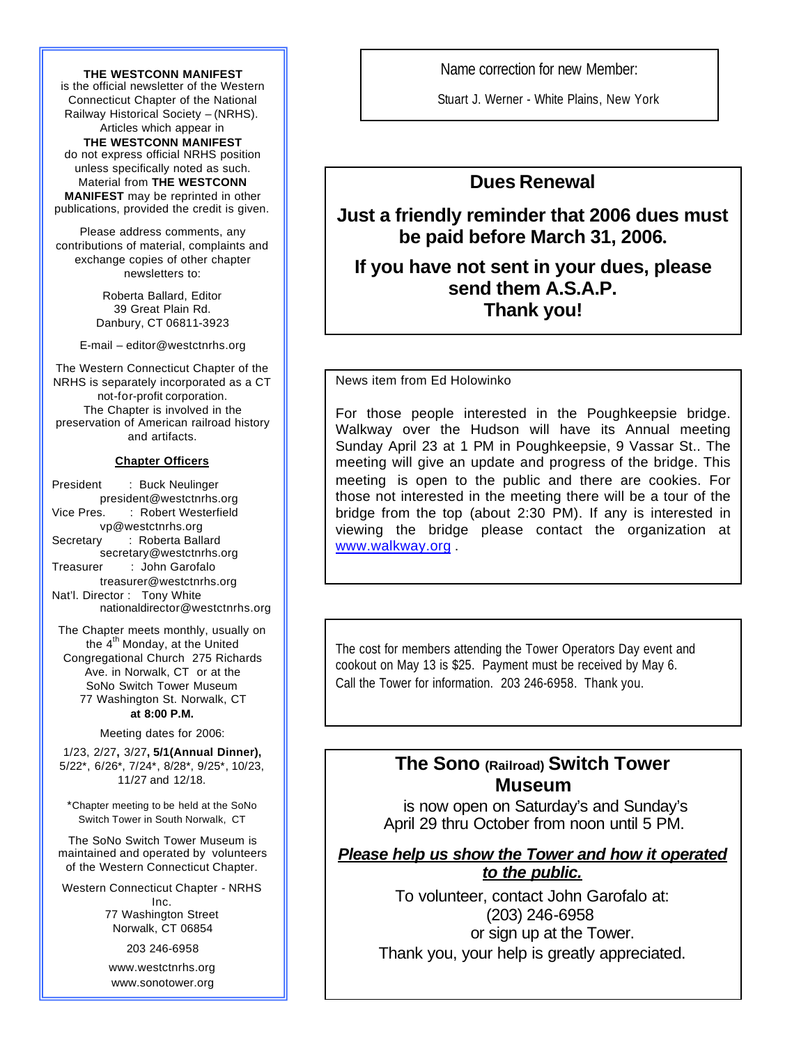**THE WESTCONN MANIFEST** is the official newsletter of the Western Connecticut Chapter of the National Railway Historical Society – (NRHS). Articles which appear in **THE WESTCONN MANIFEST** do not express official NRHS position unless specifically noted as such. Material from **THE WESTCONN MANIFEST** may be reprinted in other publications, provided the credit is given.

Please address comments, any contributions of material, complaints and exchange copies of other chapter newsletters to:

Roberta Ballard, Editor
39 Great Plain Rd.
Danbury, CT 06811-3923

E-mail – editor@westctnrhs.org

The Western Connecticut Chapter of the NRHS is separately incorporated as a CT not-for-profit corporation. The Chapter is involved in the preservation of American railroad history and artifacts.

**Chapter Officers**

President : Buck Neulinger
president@westctnrhs.org
Vice Pres. : Robert Westerfield
vp@westctnrhs.org
Secretary : Roberta Ballard
secretary@westctnrhs.org
Treasurer : John Garofalo
treasurer@westctnrhs.org
Nat'l. Director : Tony White
nationaldirector@westctnrhs.org

The Chapter meets monthly, usually on the 4th Monday, at the United Congregational Church 275 Richards Ave. in Norwalk, CT or at the SoNo Switch Tower Museum 77 Washington St. Norwalk, CT **at 8:00 P.M.**

Meeting dates for 2006:

1/23, 2/27**,** 3/27**, 5/1(Annual Dinner),** 5/22*, 6/26*, 7/24*, 8/28*, 9/25*, 10/23, 11/27 and 12/18.

*Chapter meeting to be held at the SoNo Switch Tower in South Norwalk, CT

The SoNo Switch Tower Museum is maintained and operated by volunteers of the Western Connecticut Chapter.

Western Connecticut Chapter - NRHS Inc.
77 Washington Street
Norwalk, CT 06854

203 246-6958

www.westctnrhs.org
www.sonotower.org

---

Name correction for new Member:

Stuart J. Werner - White Plains, New York

---

## Dues Renewal

**Just a friendly reminder that 2006 dues must be paid before March 31, 2006.**

**If you have not sent in your dues, please send them A.S.A.P.
Thank you!**

---

News item from Ed Holowinko

For those people interested in the Poughkeepsie bridge. Walkway over the Hudson will have its Annual meeting Sunday April 23 at 1 PM in Poughkeepsie, 9 Vassar St.. The meeting will give an update and progress of the bridge. This meeting is open to the public and there are cookies. For those not interested in the meeting there will be a tour of the bridge from the top (about 2:30 PM). If any is interested in viewing the bridge please contact the organization at www.walkway.org .

---

The cost for members attending the Tower Operators Day event and cookout on May 13 is $25. Payment must be received by May 6. Call the Tower for information. 203 246-6958. Thank you.

---

## The Sono (Railroad) Switch Tower Museum

is now open on Saturday's and Sunday's April 29 thru October from noon until 5 PM.

***Please help us show the Tower and how it operated to the public.***

To volunteer, contact John Garofalo at:
(203) 246-6958
or sign up at the Tower.
Thank you, your help is greatly appreciated.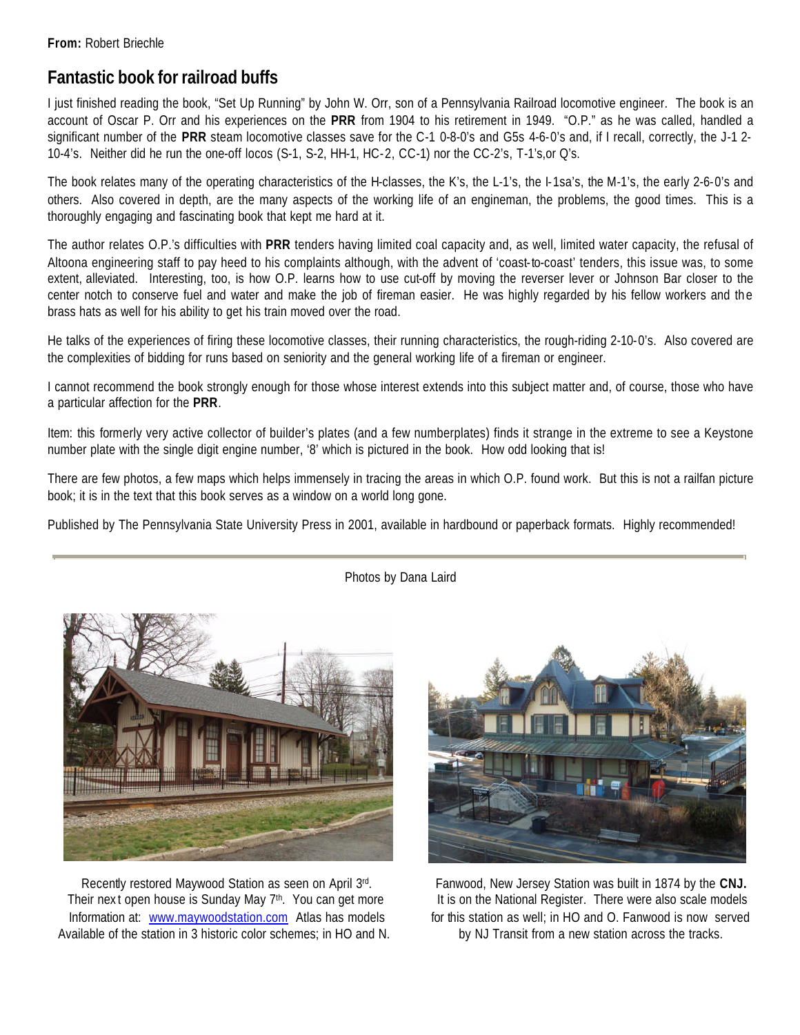**From:** Robert Briechle

## Fantastic book for railroad buffs

I just finished reading the book, "Set Up Running" by John W. Orr, son of a Pennsylvania Railroad locomotive engineer. The book is an account of Oscar P. Orr and his experiences on the **PRR** from 1904 to his retirement in 1949. "O.P." as he was called, handled a significant number of the **PRR** steam locomotive classes save for the C-1 0-8-0's and G5s 4-6-0's and, if I recall, correctly, the J-1 2-10-4's. Neither did he run the one-off locos (S-1, S-2, HH-1, HC-2, CC-1) nor the CC-2's, T-1's,or Q's.

The book relates many of the operating characteristics of the H-classes, the K's, the L-1's, the I-1sa's, the M-1's, the early 2-6-0's and others. Also covered in depth, are the many aspects of the working life of an engineman, the problems, the good times. This is a thoroughly engaging and fascinating book that kept me hard at it.

The author relates O.P.'s difficulties with **PRR** tenders having limited coal capacity and, as well, limited water capacity, the refusal of Altoona engineering staff to pay heed to his complaints although, with the advent of 'coast-to-coast' tenders, this issue was, to some extent, alleviated. Interesting, too, is how O.P. learns how to use cut-off by moving the reverser lever or Johnson Bar closer to the center notch to conserve fuel and water and make the job of fireman easier. He was highly regarded by his fellow workers and the brass hats as well for his ability to get his train moved over the road.

He talks of the experiences of firing these locomotive classes, their running characteristics, the rough-riding 2-10-0's. Also covered are the complexities of bidding for runs based on seniority and the general working life of a fireman or engineer.

I cannot recommend the book strongly enough for those whose interest extends into this subject matter and, of course, those who have a particular affection for the **PRR**.

Item: this formerly very active collector of builder's plates (and a few numberplates) finds it strange in the extreme to see a Keystone number plate with the single digit engine number, '8' which is pictured in the book. How odd looking that is!

There are few photos, a few maps which helps immensely in tracing the areas in which O.P. found work. But this is not a railfan picture book; it is in the text that this book serves as a window on a world long gone.

Published by The Pennsylvania State University Press in 2001, available in hardbound or paperback formats. Highly recommended!

---

Photos by Dana Laird

Recently restored Maywood Station as seen on April 3rd. Their next open house is Sunday May 7th. You can get more Information at: [www.maywoodstation.com](http://www.maywoodstation.com) Atlas has models Available of the station in 3 historic color schemes; in HO and N.

Fanwood, New Jersey Station was built in 1874 by the **CNJ.** It is on the National Register. There were also scale models for this station as well; in HO and O. Fanwood is now served by NJ Transit from a new station across the tracks.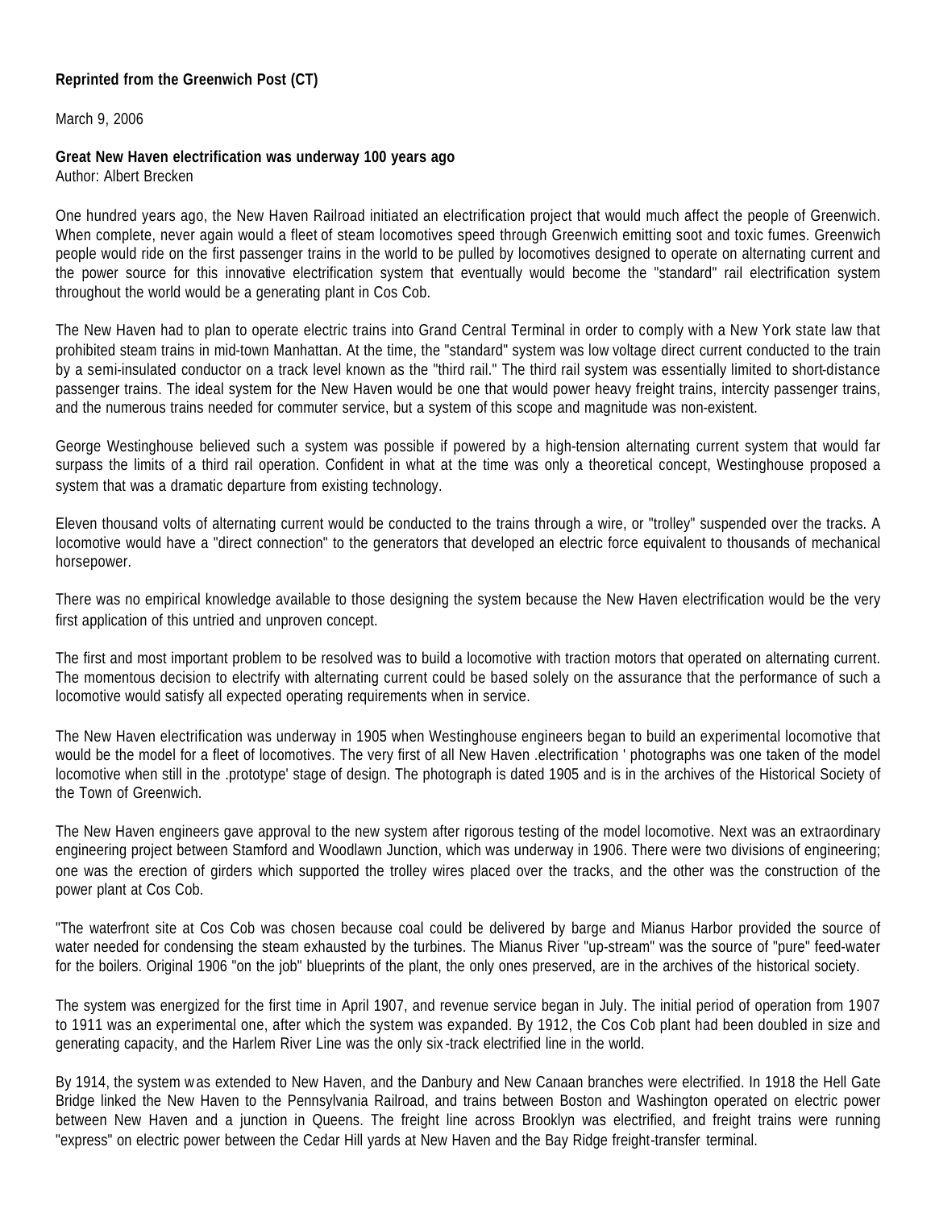**Reprinted from the Greenwich Post (CT)**

March 9, 2006

**Great New Haven electrification was underway 100 years ago**
Author: Albert Brecken

One hundred years ago, the New Haven Railroad initiated an electrification project that would much affect the people of Greenwich. When complete, never again would a fleet of steam locomotives speed through Greenwich emitting soot and toxic fumes. Greenwich people would ride on the first passenger trains in the world to be pulled by locomotives designed to operate on alternating current and the power source for this innovative electrification system that eventually would become the "standard" rail electrification system throughout the world would be a generating plant in Cos Cob.

The New Haven had to plan to operate electric trains into Grand Central Terminal in order to comply with a New York state law that prohibited steam trains in mid-town Manhattan. At the time, the "standard" system was low voltage direct current conducted to the train by a semi-insulated conductor on a track level known as the "third rail." The third rail system was essentially limited to short-distance passenger trains. The ideal system for the New Haven would be one that would power heavy freight trains, intercity passenger trains, and the numerous trains needed for commuter service, but a system of this scope and magnitude was non-existent.

George Westinghouse believed such a system was possible if powered by a high-tension alternating current system that would far surpass the limits of a third rail operation. Confident in what at the time was only a theoretical concept, Westinghouse proposed a system that was a dramatic departure from existing technology.

Eleven thousand volts of alternating current would be conducted to the trains through a wire, or "trolley" suspended over the tracks. A locomotive would have a "direct connection" to the generators that developed an electric force equivalent to thousands of mechanical horsepower.

There was no empirical knowledge available to those designing the system because the New Haven electrification would be the very first application of this untried and unproven concept.

The first and most important problem to be resolved was to build a locomotive with traction motors that operated on alternating current. The momentous decision to electrify with alternating current could be based solely on the assurance that the performance of such a locomotive would satisfy all expected operating requirements when in service.

The New Haven electrification was underway in 1905 when Westinghouse engineers began to build an experimental locomotive that would be the model for a fleet of locomotives. The very first of all New Haven .electrification ' photographs was one taken of the model locomotive when still in the .prototype' stage of design. The photograph is dated 1905 and is in the archives of the Historical Society of the Town of Greenwich.

The New Haven engineers gave approval to the new system after rigorous testing of the model locomotive. Next was an extraordinary engineering project between Stamford and Woodlawn Junction, which was underway in 1906. There were two divisions of engineering; one was the erection of girders which supported the trolley wires placed over the tracks, and the other was the construction of the power plant at Cos Cob.

"The waterfront site at Cos Cob was chosen because coal could be delivered by barge and Mianus Harbor provided the source of water needed for condensing the steam exhausted by the turbines. The Mianus River "up-stream" was the source of "pure" feed-water for the boilers. Original 1906 "on the job" blueprints of the plant, the only ones preserved, are in the archives of the historical society.

The system was energized for the first time in April 1907, and revenue service began in July. The initial period of operation from 1907 to 1911 was an experimental one, after which the system was expanded. By 1912, the Cos Cob plant had been doubled in size and generating capacity, and the Harlem River Line was the only six-track electrified line in the world.

By 1914, the system was extended to New Haven, and the Danbury and New Canaan branches were electrified. In 1918 the Hell Gate Bridge linked the New Haven to the Pennsylvania Railroad, and trains between Boston and Washington operated on electric power between New Haven and a junction in Queens. The freight line across Brooklyn was electrified, and freight trains were running "express" on electric power between the Cedar Hill yards at New Haven and the Bay Ridge freight-transfer terminal.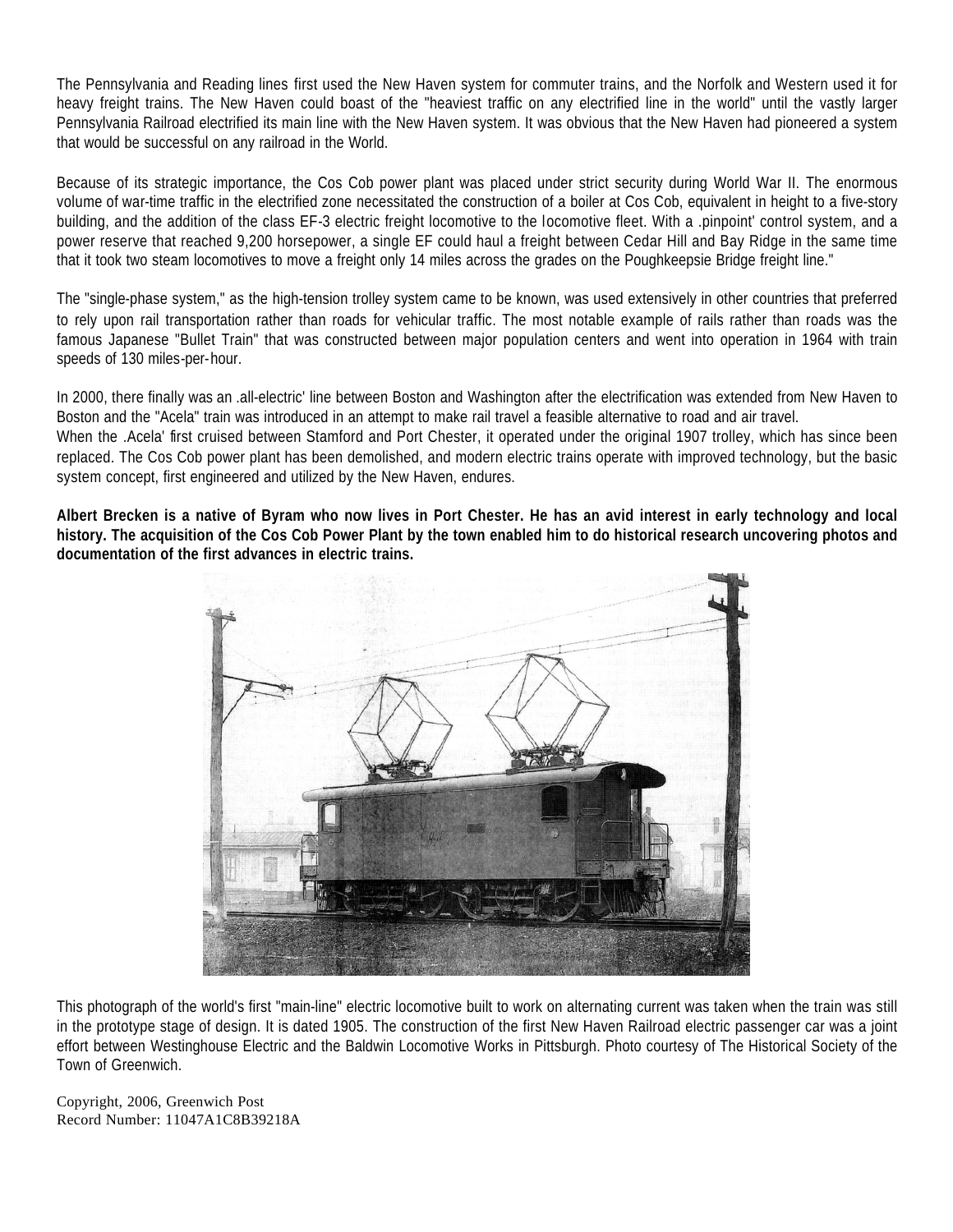The Pennsylvania and Reading lines first used the New Haven system for commuter trains, and the Norfolk and Western used it for heavy freight trains. The New Haven could boast of the "heaviest traffic on any electrified line in the world" until the vastly larger Pennsylvania Railroad electrified its main line with the New Haven system. It was obvious that the New Haven had pioneered a system that would be successful on any railroad in the World.

Because of its strategic importance, the Cos Cob power plant was placed under strict security during World War II. The enormous volume of war-time traffic in the electrified zone necessitated the construction of a boiler at Cos Cob, equivalent in height to a five-story building, and the addition of the class EF-3 electric freight locomotive to the locomotive fleet. With a .pinpoint' control system, and a power reserve that reached 9,200 horsepower, a single EF could haul a freight between Cedar Hill and Bay Ridge in the same time that it took two steam locomotives to move a freight only 14 miles across the grades on the Poughkeepsie Bridge freight line."

The "single-phase system," as the high-tension trolley system came to be known, was used extensively in other countries that preferred to rely upon rail transportation rather than roads for vehicular traffic. The most notable example of rails rather than roads was the famous Japanese "Bullet Train" that was constructed between major population centers and went into operation in 1964 with train speeds of 130 miles-per-hour.

In 2000, there finally was an .all-electric' line between Boston and Washington after the electrification was extended from New Haven to Boston and the "Acela" train was introduced in an attempt to make rail travel a feasible alternative to road and air travel.
When the .Acela' first cruised between Stamford and Port Chester, it operated under the original 1907 trolley, which has since been replaced. The Cos Cob power plant has been demolished, and modern electric trains operate with improved technology, but the basic system concept, first engineered and utilized by the New Haven, endures.

**Albert Brecken is a native of Byram who now lives in Port Chester. He has an avid interest in early technology and local history. The acquisition of the Cos Cob Power Plant by the town enabled him to do historical research uncovering photos and documentation of the first advances in electric trains.**

This photograph of the world's first "main-line" electric locomotive built to work on alternating current was taken when the train was still in the prototype stage of design. It is dated 1905. The construction of the first New Haven Railroad electric passenger car was a joint effort between Westinghouse Electric and the Baldwin Locomotive Works in Pittsburgh. Photo courtesy of The Historical Society of the Town of Greenwich.

Copyright, 2006, Greenwich Post
Record Number: 11047A1C8B39218A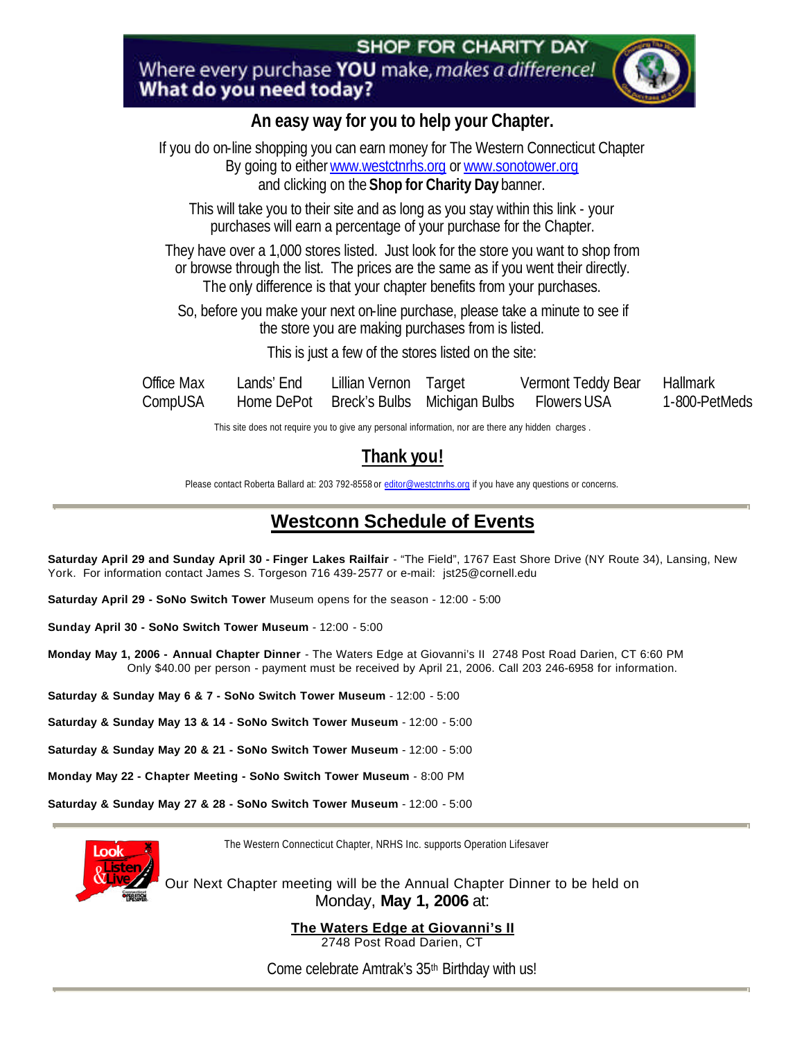**SHOP FOR CHARITY DAY**
Where every purchase **YOU** make, *makes a difference!*
**What do you need today?**

## An easy way for you to help your Chapter.

If you do on-line shopping you can earn money for The Western Connecticut Chapter
By going to either www.westctnrhs.org or www.sonotower.org
and clicking on the **Shop for Charity Day** banner.

This will take you to their site and as long as you stay within this link - your purchases will earn a percentage of your purchase for the Chapter.

They have over a 1,000 stores listed. Just look for the store you want to shop from or browse through the list. The prices are the same as if you went their directly. The only difference is that your chapter benefits from your purchases.

So, before you make your next on-line purchase, please take a minute to see if the store you are making purchases from is listed.

This is just a few of the stores listed on the site:

| | | | | | |
|---|---|---|---|---|---|
| Office Max | Lands' End | Lillian Vernon | Target | Vermont Teddy Bear | Hallmark |
| CompUSA | Home DePot | Breck's Bulbs | Michigan Bulbs | Flowers USA | 1-800-PetMeds |

This site does not require you to give any personal information, nor are there any hidden charges .

## Thank you!

Please contact Roberta Ballard at: 203 792-8558 or editor@westctnrhs.org if you have any questions or concerns.

---

## Westconn Schedule of Events

**Saturday April 29 and Sunday April 30 - Finger Lakes Railfair** - "The Field", 1767 East Shore Drive (NY Route 34), Lansing, New York. For information contact James S. Torgeson 716 439-2577 or e-mail: jst25@cornell.edu

**Saturday April 29 - SoNo Switch Tower** Museum opens for the season - 12:00 - 5:00

**Sunday April 30 - SoNo Switch Tower Museum** - 12:00 - 5:00

**Monday May 1, 2006 - Annual Chapter Dinner** - The Waters Edge at Giovanni's II 2748 Post Road Darien, CT 6:60 PM Only $40.00 per person - payment must be received by April 21, 2006. Call 203 246-6958 for information.

**Saturday & Sunday May 6 & 7 - SoNo Switch Tower Museum** - 12:00 - 5:00

**Saturday & Sunday May 13 & 14 - SoNo Switch Tower Museum** - 12:00 - 5:00

**Saturday & Sunday May 20 & 21 - SoNo Switch Tower Museum** - 12:00 - 5:00

**Monday May 22 - Chapter Meeting - SoNo Switch Tower Museum** - 8:00 PM

**Saturday & Sunday May 27 & 28 - SoNo Switch Tower Museum** - 12:00 - 5:00

---

The Western Connecticut Chapter, NRHS Inc. supports Operation Lifesaver

Our Next Chapter meeting will be the Annual Chapter Dinner to be held on Monday, **May 1, 2006** at:

**The Waters Edge at Giovanni's II**
2748 Post Road Darien, CT

Come celebrate Amtrak's 35th Birthday with us!